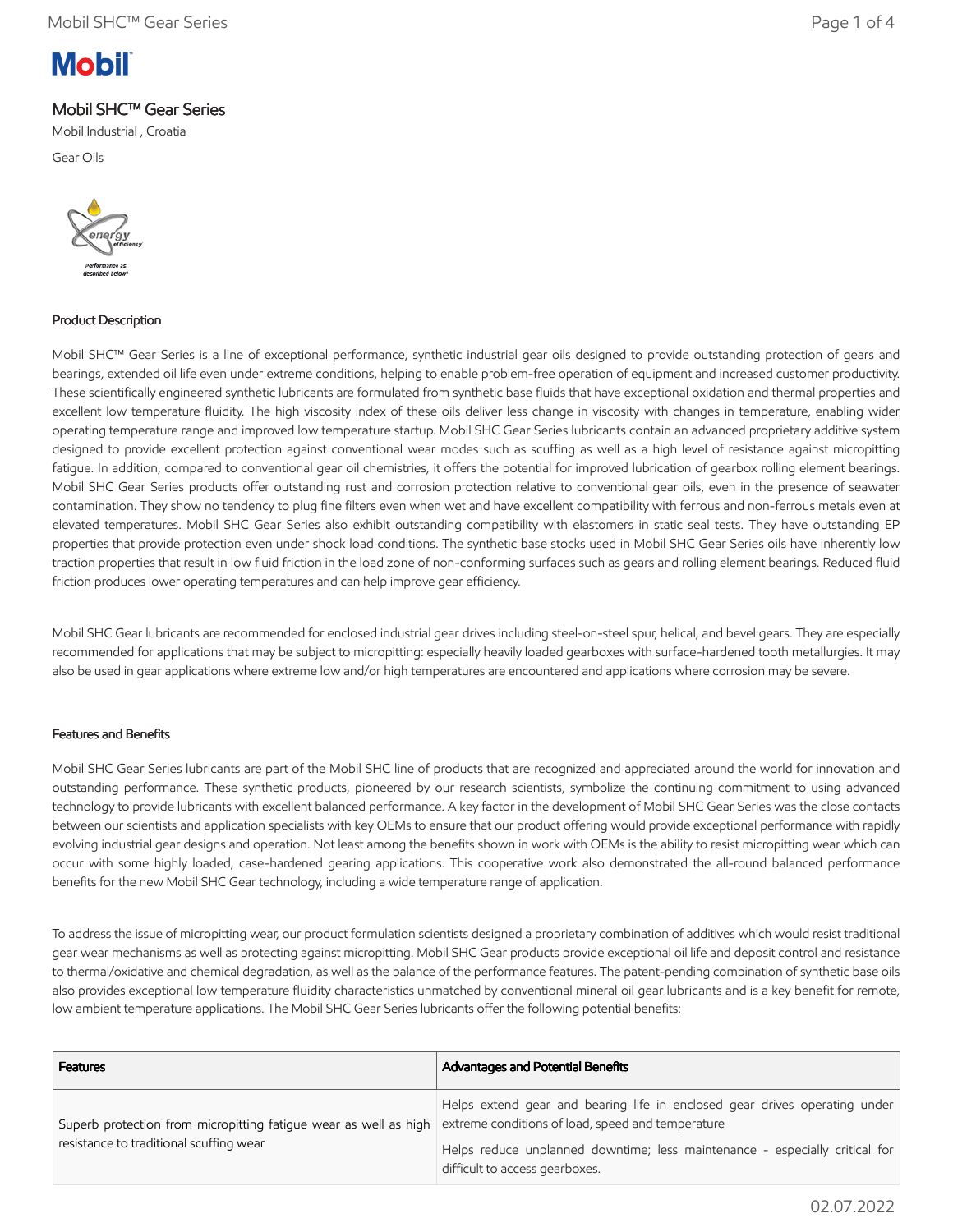# Mobil

## Mobil SHC™ Gear Series

Mobil Industrial , Croatia

Gear Oils

### Product Description

Mobil SHC™ Gear Series is a line of exceptional performance, synthetic industrial gear oils designed to provide outstanding protection of gears and bearings, extended oil life even under extreme conditions, helping to enable problem-free operation of equipment and increased customer productivity. These scientifically engineered synthetic lubricants are formulated from synthetic base fluids that have exceptional oxidation and thermal properties and excellent low temperature fluidity. The high viscosity index of these oils deliver less change in viscosity with changes in temperature, enabling wider operating temperature range and improved low temperature startup. Mobil SHC Gear Series lubricants contain an advanced proprietary additive system designed to provide excellent protection against conventional wear modes such as scuffing as well as a high level of resistance against micropitting fatigue. In addition, compared to conventional gear oil chemistries, it offers the potential for improved lubrication of gearbox rolling element bearings. Mobil SHC Gear Series products offer outstanding rust and corrosion protection relative to conventional gear oils, even in the presence of seawater contamination. They show no tendency to plug fine filters even when wet and have excellent compatibility with ferrous and non-ferrous metals even at elevated temperatures. Mobil SHC Gear Series also exhibit outstanding compatibility with elastomers in static seal tests. They have outstanding EP properties that provide protection even under shock load conditions. The synthetic base stocks used in Mobil SHC Gear Series oils have inherently low traction properties that result in low fluid friction in the load zone of non-conforming surfaces such as gears and rolling element bearings. Reduced fluid friction produces lower operating temperatures and can help improve gear efficiency.

Mobil SHC Gear lubricants are recommended for enclosed industrial gear drives including steel-on-steel spur, helical, and bevel gears. They are especially recommended for applications that may be subject to micropitting: especially heavily loaded gearboxes with surface-hardened tooth metallurgies. It may also be used in gear applications where extreme low and/or high temperatures are encountered and applications where corrosion may be severe.

### Features and Benefits

Mobil SHC Gear Series lubricants are part of the Mobil SHC line of products that are recognized and appreciated around the world for innovation and outstanding performance. These synthetic products, pioneered by our research scientists, symbolize the continuing commitment to using advanced technology to provide lubricants with excellent balanced performance. A key factor in the development of Mobil SHC Gear Series was the close contacts between our scientists and application specialists with key OEMs to ensure that our product offering would provide exceptional performance with rapidly evolving industrial gear designs and operation. Not least among the benefits shown in work with OEMs is the ability to resist micropitting wear which can occur with some highly loaded, case-hardened gearing applications. This cooperative work also demonstrated the all-round balanced performance benefits for the new Mobil SHC Gear technology, including a wide temperature range of application.

To address the issue of micropitting wear, our product formulation scientists designed a proprietary combination of additives which would resist traditional gear wear mechanisms as well as protecting against micropitting. Mobil SHC Gear products provide exceptional oil life and deposit control and resistance to thermal/oxidative and chemical degradation, as well as the balance of the performance features. The patent-pending combination of synthetic base oils also provides exceptional low temperature fluidity characteristics unmatched by conventional mineral oil gear lubricants and is a key benefit for remote, low ambient temperature applications. The Mobil SHC Gear Series lubricants offer the following potential benefits:

| Features | Advantages and Potential Benefits |
|---|---|
| Superb protection from micropitting fatigue wear as well as high resistance to traditional scuffing wear | Helps extend gear and bearing life in enclosed gear drives operating under extreme conditions of load, speed and temperature<br><br>Helps reduce unplanned downtime; less maintenance - especially critical for difficult to access gearboxes. |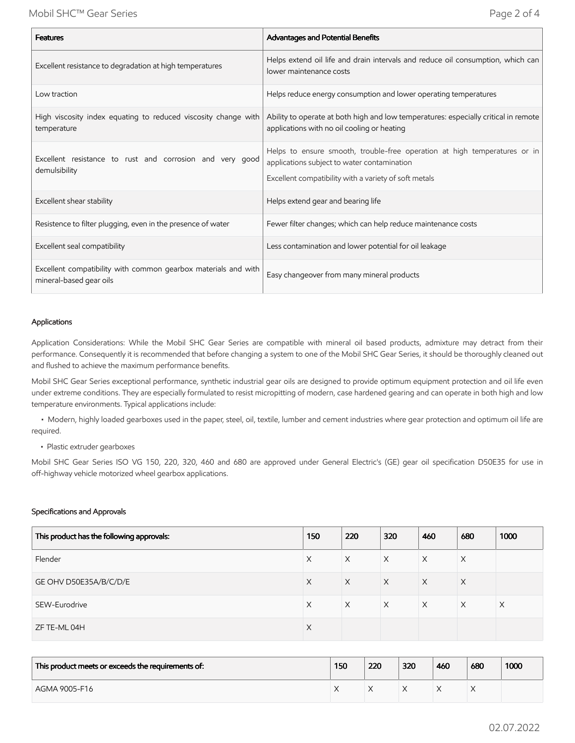| Features | Advantages and Potential Benefits |
| --- | --- |
| Excellent resistance to degradation at high temperatures | Helps extend oil life and drain intervals and reduce oil consumption, which can lower maintenance costs |
| Low traction | Helps reduce energy consumption and lower operating temperatures |
| High viscosity index equating to reduced viscosity change with temperature | Ability to operate at both high and low temperatures: especially critical in remote applications with no oil cooling or heating |
| Excellent resistance to rust and corrosion and very good demulsibility | Helps to ensure smooth, trouble-free operation at high temperatures or in applications subject to water contamination<br><br>Excellent compatibility with a variety of soft metals |
| Excellent shear stability | Helps extend gear and bearing life |
| Resistence to filter plugging, even in the presence of water | Fewer filter changes; which can help reduce maintenance costs |
| Excellent seal compatibility | Less contamination and lower potential for oil leakage |
| Excellent compatibility with common gearbox materials and with mineral-based gear oils | Easy changeover from many mineral products |

### Applications

Application Considerations: While the Mobil SHC Gear Series are compatible with mineral oil based products, admixture may detract from their performance. Consequently it is recommended that before changing a system to one of the Mobil SHC Gear Series, it should be thoroughly cleaned out and flushed to achieve the maximum performance benefits.

Mobil SHC Gear Series exceptional performance, synthetic industrial gear oils are designed to provide optimum equipment protection and oil life even under extreme conditions. They are especially formulated to resist micropitting of modern, case hardened gearing and can operate in both high and low temperature environments. Typical applications include:

- Modern, highly loaded gearboxes used in the paper, steel, oil, textile, lumber and cement industries where gear protection and optimum oil life are required.
- Plastic extruder gearboxes

Mobil SHC Gear Series ISO VG 150, 220, 320, 460 and 680 are approved under General Electric's (GE) gear oil specification D50E35 for use in off-highway vehicle motorized wheel gearbox applications.

### Specifications and Approvals

| This product has the following approvals: | 150 | 220 | 320 | 460 | 680 | 1000 |
| --- | --- | --- | --- | --- | --- | --- |
| Flender | X | X | X | X | X | |
| GE OHV D50E35A/B/C/D/E | X | X | X | X | X | |
| SEW-Eurodrive | X | X | X | X | X | X |
| ZF TE-ML 04H | X | | | | | |

| This product meets or exceeds the requirements of: | 150 | 220 | 320 | 460 | 680 | 1000 |
| --- | --- | --- | --- | --- | --- | --- |
| AGMA 9005-F16 | X | X | X | X | X | |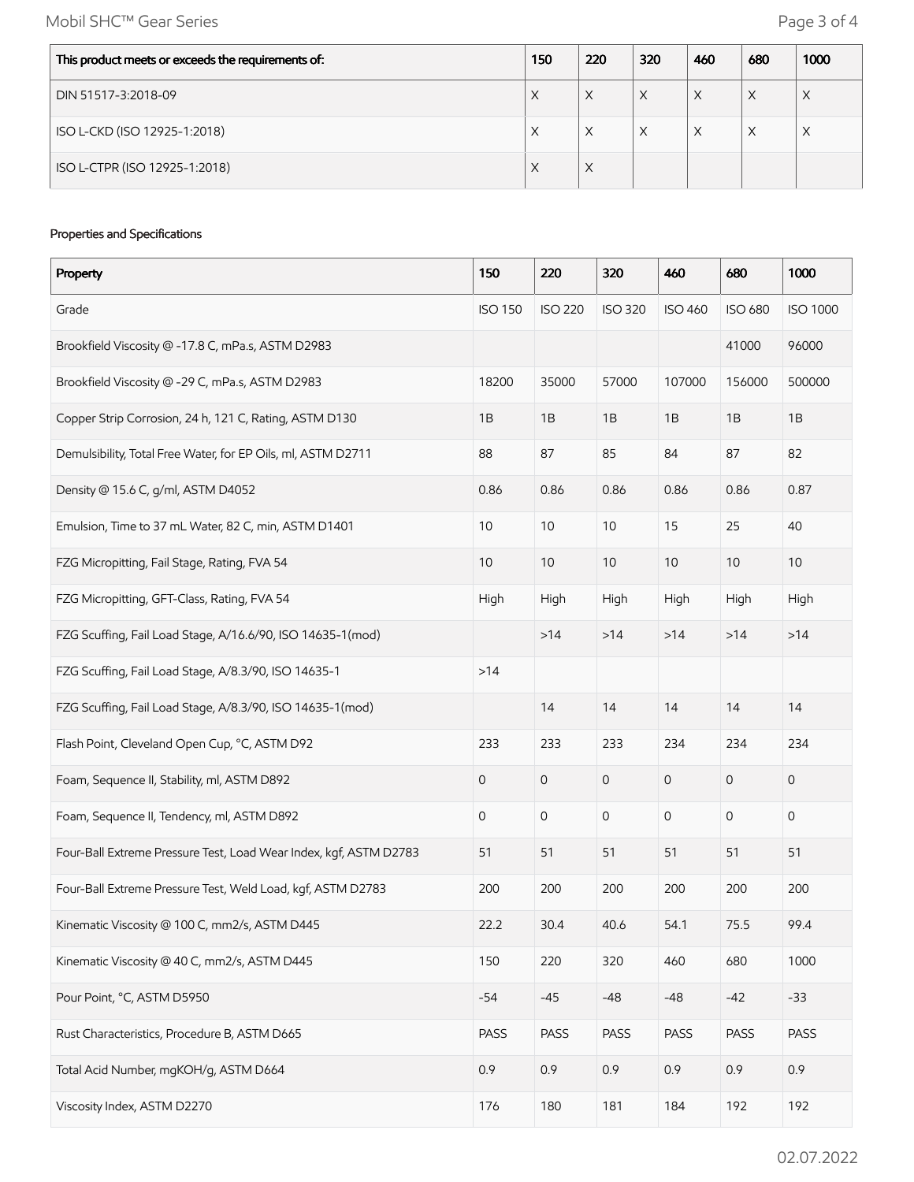| This product meets or exceeds the requirements of: | 150 | 220 | 320 | 460 | 680 | 1000 |
|---|---|---|---|---|---|---|
| DIN 51517-3:2018-09 | X | X | X | X | X | X |
| ISO L-CKD (ISO 12925-1:2018) | X | X | X | X | X | X |
| ISO L-CTPR (ISO 12925-1:2018) | X | X | | | | |

Properties and Specifications

| Property | 150 | 220 | 320 | 460 | 680 | 1000 |
|---|---|---|---|---|---|---|
| Grade | ISO 150 | ISO 220 | ISO 320 | ISO 460 | ISO 680 | ISO 1000 |
| Brookfield Viscosity @ -17.8 C, mPa.s, ASTM D2983 | | | | | 41000 | 96000 |
| Brookfield Viscosity @ -29 C, mPa.s, ASTM D2983 | 18200 | 35000 | 57000 | 107000 | 156000 | 500000 |
| Copper Strip Corrosion, 24 h, 121 C, Rating, ASTM D130 | 1B | 1B | 1B | 1B | 1B | 1B |
| Demulsibility, Total Free Water, for EP Oils, ml, ASTM D2711 | 88 | 87 | 85 | 84 | 87 | 82 |
| Density @ 15.6 C, g/ml, ASTM D4052 | 0.86 | 0.86 | 0.86 | 0.86 | 0.86 | 0.87 |
| Emulsion, Time to 37 mL Water, 82 C, min, ASTM D1401 | 10 | 10 | 10 | 15 | 25 | 40 |
| FZG Micropitting, Fail Stage, Rating, FVA 54 | 10 | 10 | 10 | 10 | 10 | 10 |
| FZG Micropitting, GFT-Class, Rating, FVA 54 | High | High | High | High | High | High |
| FZG Scuffing, Fail Load Stage, A/16.6/90, ISO 14635-1(mod) | | >14 | >14 | >14 | >14 | >14 |
| FZG Scuffing, Fail Load Stage, A/8.3/90, ISO 14635-1 | >14 | | | | | |
| FZG Scuffing, Fail Load Stage, A/8.3/90, ISO 14635-1(mod) | | 14 | 14 | 14 | 14 | 14 |
| Flash Point, Cleveland Open Cup, °C, ASTM D92 | 233 | 233 | 233 | 234 | 234 | 234 |
| Foam, Sequence II, Stability, ml, ASTM D892 | 0 | 0 | 0 | 0 | 0 | 0 |
| Foam, Sequence II, Tendency, ml, ASTM D892 | 0 | 0 | 0 | 0 | 0 | 0 |
| Four-Ball Extreme Pressure Test, Load Wear Index, kgf, ASTM D2783 | 51 | 51 | 51 | 51 | 51 | 51 |
| Four-Ball Extreme Pressure Test, Weld Load, kgf, ASTM D2783 | 200 | 200 | 200 | 200 | 200 | 200 |
| Kinematic Viscosity @ 100 C, mm2/s, ASTM D445 | 22.2 | 30.4 | 40.6 | 54.1 | 75.5 | 99.4 |
| Kinematic Viscosity @ 40 C, mm2/s, ASTM D445 | 150 | 220 | 320 | 460 | 680 | 1000 |
| Pour Point, °C, ASTM D5950 | -54 | -45 | -48 | -48 | -42 | -33 |
| Rust Characteristics, Procedure B, ASTM D665 | PASS | PASS | PASS | PASS | PASS | PASS |
| Total Acid Number, mgKOH/g, ASTM D664 | 0.9 | 0.9 | 0.9 | 0.9 | 0.9 | 0.9 |
| Viscosity Index, ASTM D2270 | 176 | 180 | 181 | 184 | 192 | 192 |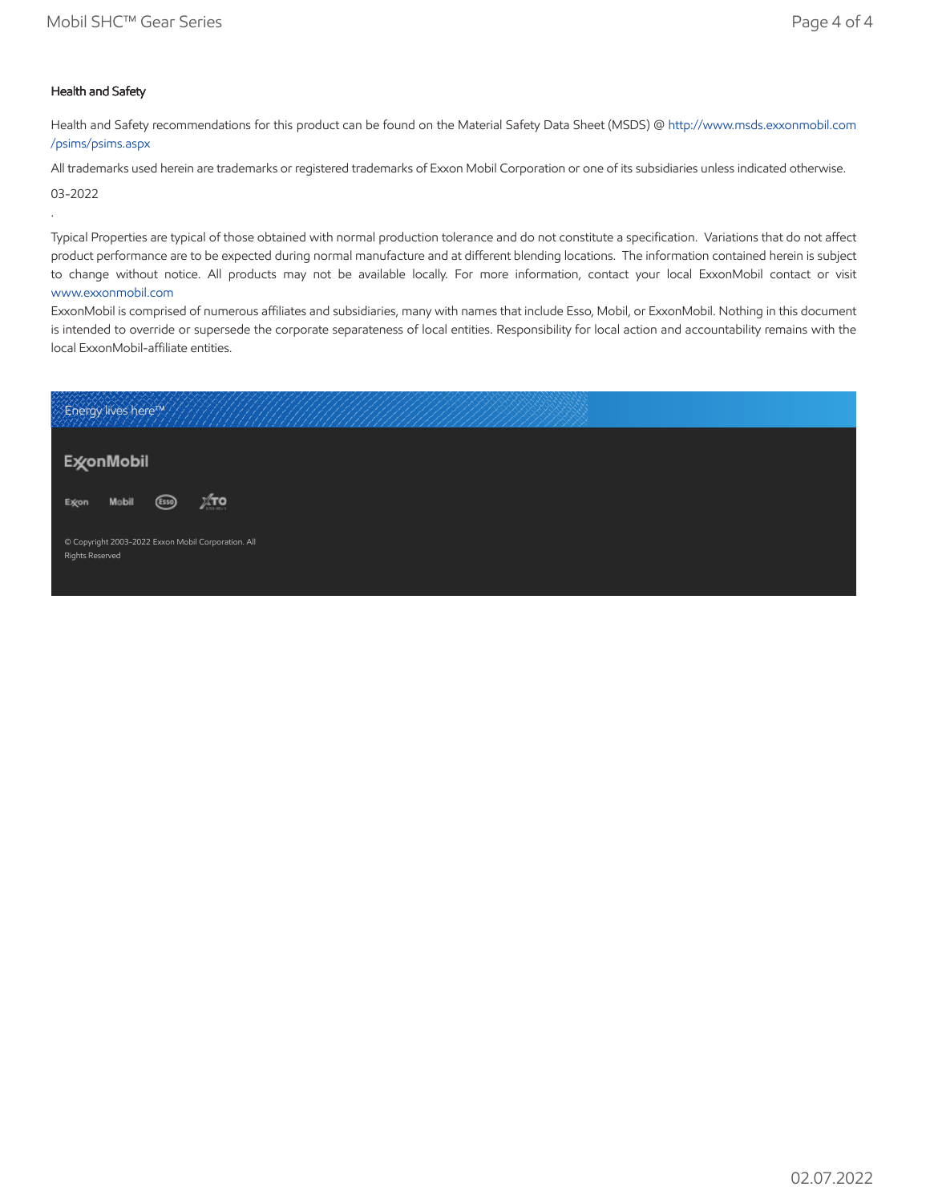### Health and Safety

Health and Safety recommendations for this product can be found on the Material Safety Data Sheet (MSDS) @ http://www.msds.exxonmobil.com/psims/psims.aspx

All trademarks used herein are trademarks or registered trademarks of Exxon Mobil Corporation or one of its subsidiaries unless indicated otherwise.

03-2022

.

Typical Properties are typical of those obtained with normal production tolerance and do not constitute a specification. Variations that do not affect product performance are to be expected during normal manufacture and at different blending locations. The information contained herein is subject to change without notice. All products may not be available locally. For more information, contact your local ExxonMobil contact or visit www.exxonmobil.com

ExxonMobil is comprised of numerous affiliates and subsidiaries, many with names that include Esso, Mobil, or ExxonMobil. Nothing in this document is intended to override or supersede the corporate separateness of local entities. Responsibility for local action and accountability remains with the local ExxonMobil-affiliate entities.

Energy lives here™

ExxonMobil

Exxon Mobil Esso XTO

© Copyright 2003-2022 Exxon Mobil Corporation. All Rights Reserved